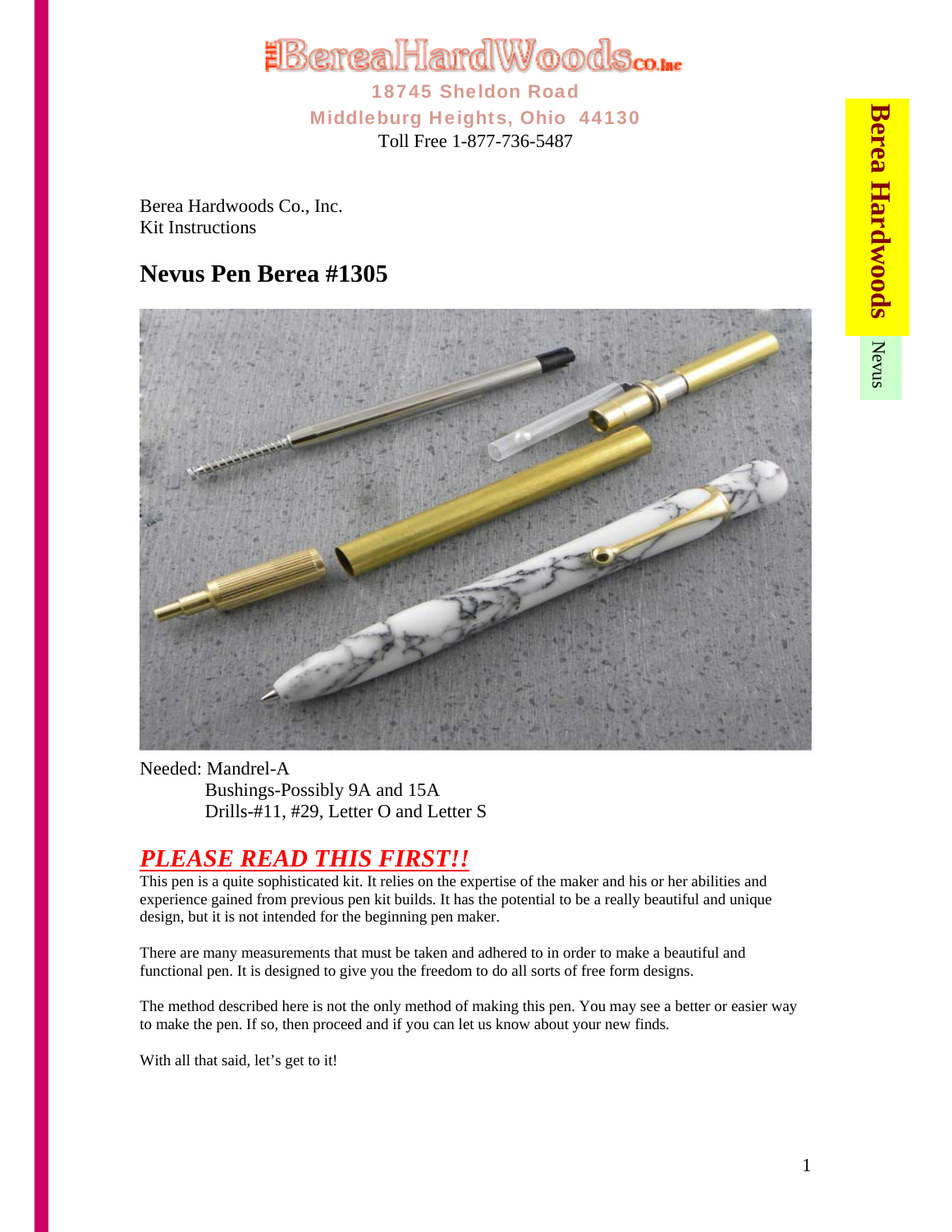# The Berea HardWoods Co. Inc

**18745 Sheldon Road**
**Middleburg Heights, Ohio 44130**
Toll Free 1-877-736-5487

Berea Hardwoods Co., Inc.
Kit Instructions

## Nevus Pen Berea #1305

Needed: Mandrel-A
Bushings-Possibly 9A and 15A
Drills-#11, #29, Letter O and Letter S

## ***PLEASE READ THIS FIRST!!***

This pen is a quite sophisticated kit. It relies on the expertise of the maker and his or her abilities and experience gained from previous pen kit builds. It has the potential to be a really beautiful and unique design, but it is not intended for the beginning pen maker.

There are many measurements that must be taken and adhered to in order to make a beautiful and functional pen. It is designed to give you the freedom to do all sorts of free form designs.

The method described here is not the only method of making this pen. You may see a better or easier way to make the pen. If so, then proceed and if you can let us know about your new finds.

With all that said, let's get to it!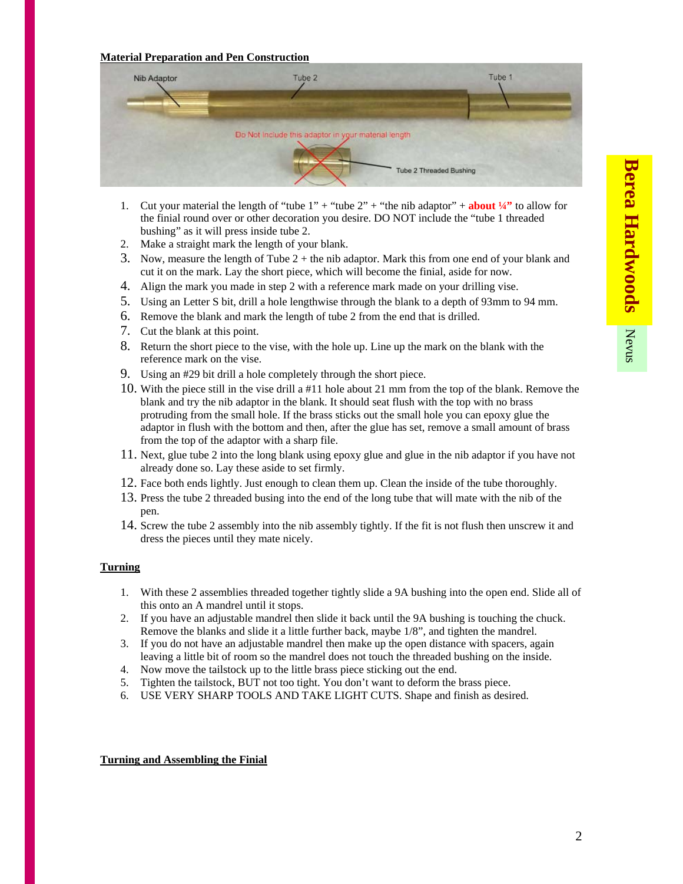**Material Preparation and Pen Construction**

1. Cut your material the length of "tube 1" + "tube 2" + "the nib adaptor" + **about ¼"** to allow for the finial round over or other decoration you desire. DO NOT include the "tube 1 threaded bushing" as it will press inside tube 2.
2. Make a straight mark the length of your blank.
3. Now, measure the length of Tube 2 + the nib adaptor. Mark this from one end of your blank and cut it on the mark. Lay the short piece, which will become the finial, aside for now.
4. Align the mark you made in step 2 with a reference mark made on your drilling vise.
5. Using an Letter S bit, drill a hole lengthwise through the blank to a depth of 93mm to 94 mm.
6. Remove the blank and mark the length of tube 2 from the end that is drilled.
7. Cut the blank at this point.
8. Return the short piece to the vise, with the hole up. Line up the mark on the blank with the reference mark on the vise.
9. Using an #29 bit drill a hole completely through the short piece.
10. With the piece still in the vise drill a #11 hole about 21 mm from the top of the blank. Remove the blank and try the nib adaptor in the blank. It should seat flush with the top with no brass protruding from the small hole. If the brass sticks out the small hole you can epoxy glue the adaptor in flush with the bottom and then, after the glue has set, remove a small amount of brass from the top of the adaptor with a sharp file.
11. Next, glue tube 2 into the long blank using epoxy glue and glue in the nib adaptor if you have not already done so. Lay these aside to set firmly.
12. Face both ends lightly. Just enough to clean them up. Clean the inside of the tube thoroughly.
13. Press the tube 2 threaded busing into the end of the long tube that will mate with the nib of the pen.
14. Screw the tube 2 assembly into the nib assembly tightly. If the fit is not flush then unscrew it and dress the pieces until they mate nicely.

**Turning**

1. With these 2 assemblies threaded together tightly slide a 9A bushing into the open end. Slide all of this onto an A mandrel until it stops.
2. If you have an adjustable mandrel then slide it back until the 9A bushing is touching the chuck. Remove the blanks and slide it a little further back, maybe 1/8", and tighten the mandrel.
3. If you do not have an adjustable mandrel then make up the open distance with spacers, again leaving a little bit of room so the mandrel does not touch the threaded bushing on the inside.
4. Now move the tailstock up to the little brass piece sticking out the end.
5. Tighten the tailstock, BUT not too tight. You don't want to deform the brass piece.
6. USE VERY SHARP TOOLS AND TAKE LIGHT CUTS. Shape and finish as desired.

**Turning and Assembling the Finial**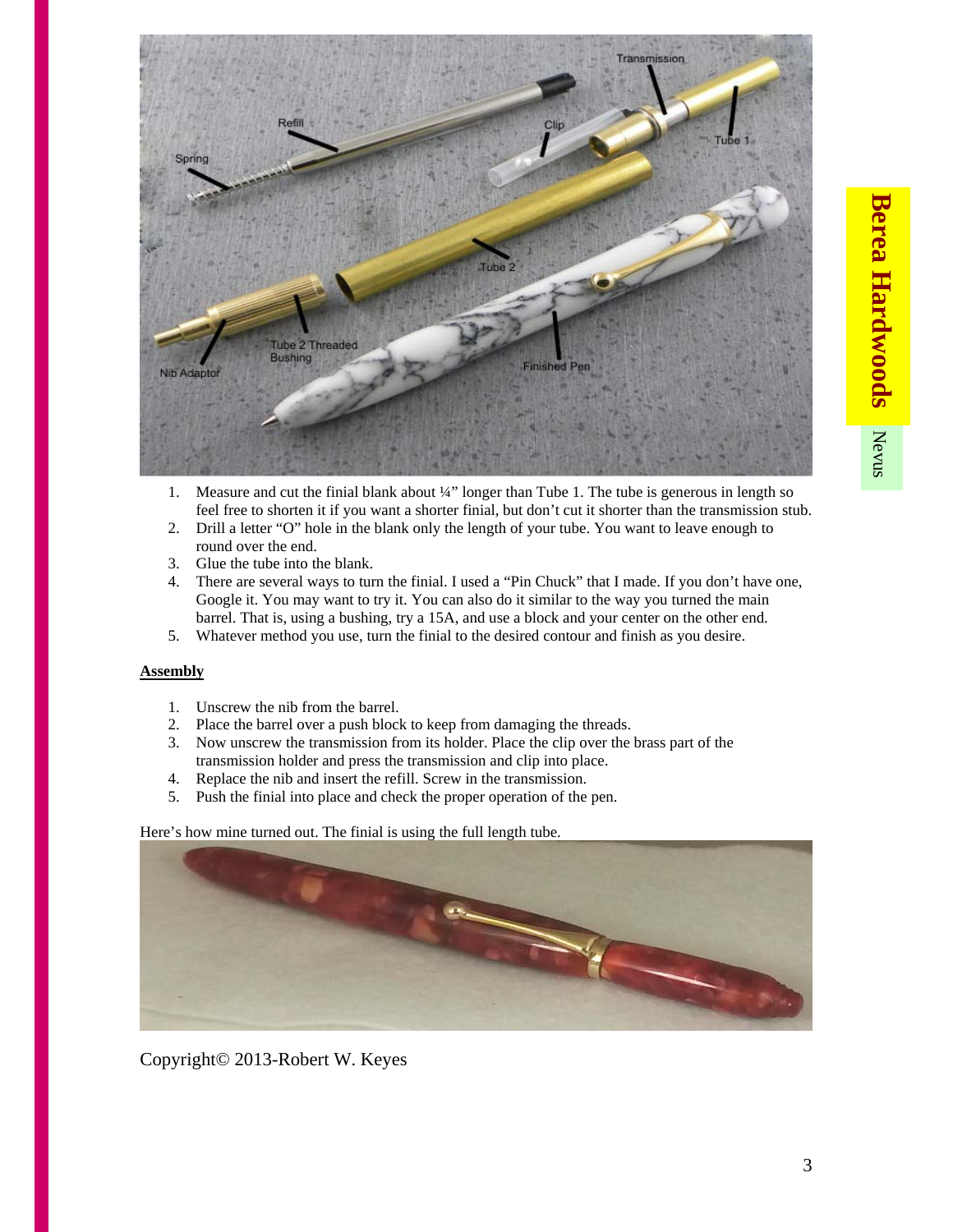1. Measure and cut the finial blank about ¼” longer than Tube 1. The tube is generous in length so feel free to shorten it if you want a shorter finial, but don’t cut it shorter than the transmission stub.
2. Drill a letter “O” hole in the blank only the length of your tube. You want to leave enough to round over the end.
3. Glue the tube into the blank.
4. There are several ways to turn the finial. I used a “Pin Chuck” that I made. If you don’t have one, Google it. You may want to try it. You can also do it similar to the way you turned the main barrel. That is, using a bushing, try a 15A, and use a block and your center on the other end.
5. Whatever method you use, turn the finial to the desired contour and finish as you desire.

**Assembly**

1. Unscrew the nib from the barrel.
2. Place the barrel over a push block to keep from damaging the threads.
3. Now unscrew the transmission from its holder. Place the clip over the brass part of the transmission holder and press the transmission and clip into place.
4. Replace the nib and insert the refill. Screw in the transmission.
5. Push the finial into place and check the proper operation of the pen.

Here’s how mine turned out. The finial is using the full length tube.

Copyright© 2013-Robert W. Keyes